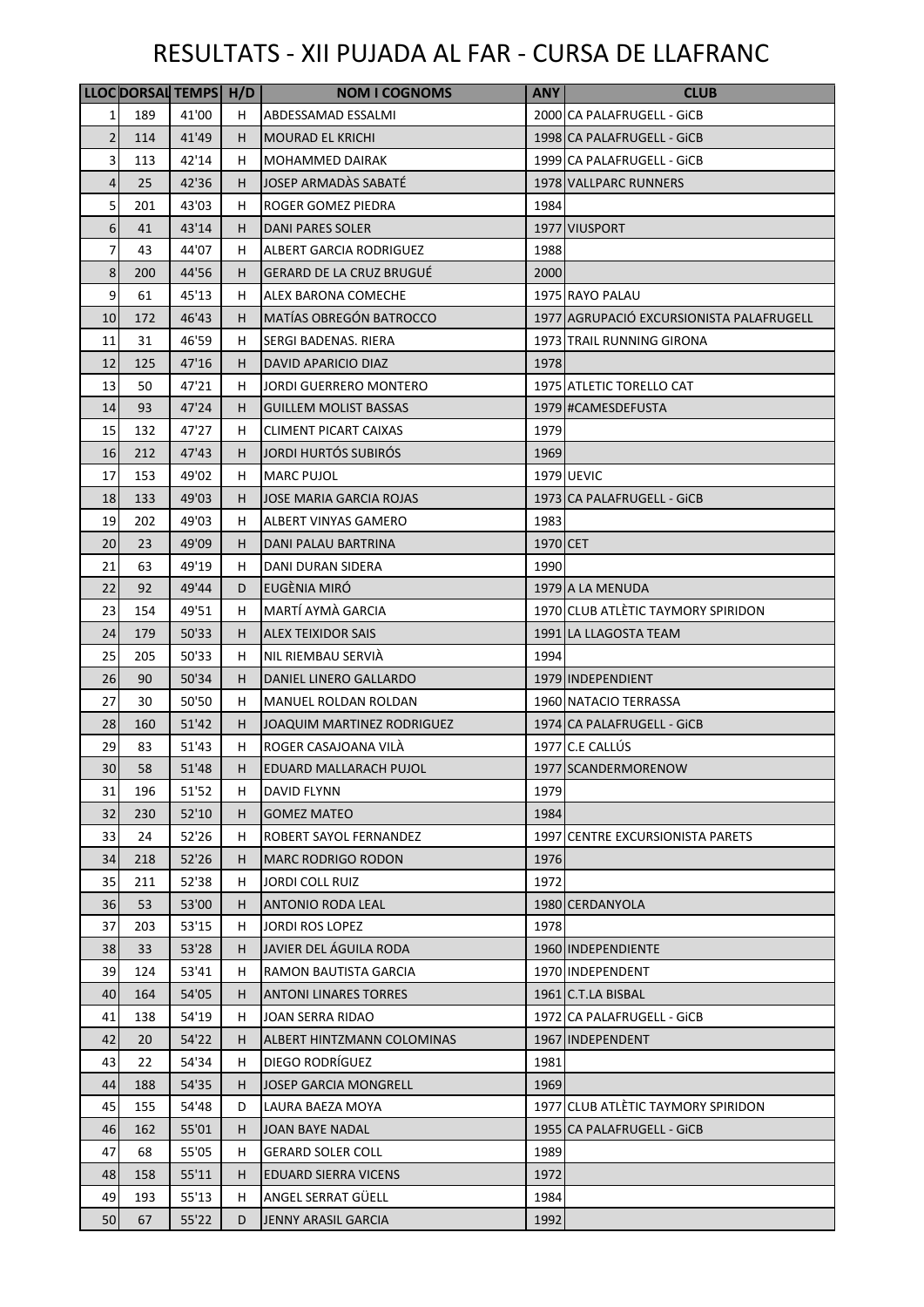# RESULTATS - XII PUJADA AL FAR - CURSA DE LLAFRANC

| LLOC | DORSAL | TEMPS | H/D | NOM I COGNOMS | ANY | CLUB |
|---|---|---|---|---|---|---|
| 1 | 189 | 41'00 | H | ABDESSAMAD ESSALMI | 2000 | CA PALAFRUGELL - GiCB |
| 2 | 114 | 41'49 | H | MOURAD EL KRICHI | 1998 | CA PALAFRUGELL - GiCB |
| 3 | 113 | 42'14 | H | MOHAMMED DAIRAK | 1999 | CA PALAFRUGELL - GiCB |
| 4 | 25 | 42'36 | H | JOSEP ARMADÀS SABATÉ | 1978 | VALLPARC RUNNERS |
| 5 | 201 | 43'03 | H | ROGER GOMEZ PIEDRA | 1984 | |
| 6 | 41 | 43'14 | H | DANI PARES SOLER | 1977 | VIUSPORT |
| 7 | 43 | 44'07 | H | ALBERT GARCIA RODRIGUEZ | 1988 | |
| 8 | 200 | 44'56 | H | GERARD DE LA CRUZ BRUGUÉ | 2000 | |
| 9 | 61 | 45'13 | H | ALEX BARONA COMECHE | 1975 | RAYO PALAU |
| 10 | 172 | 46'43 | H | MATÍAS OBREGÓN BATROCCO | 1977 | AGRUPACIÓ EXCURSIONISTA PALAFRUGELL |
| 11 | 31 | 46'59 | H | SERGI BADENAS. RIERA | 1973 | TRAIL RUNNING GIRONA |
| 12 | 125 | 47'16 | H | DAVID APARICIO DIAZ | 1978 | |
| 13 | 50 | 47'21 | H | JORDI GUERRERO MONTERO | 1975 | ATLETIC TORELLO CAT |
| 14 | 93 | 47'24 | H | GUILLEM MOLIST BASSAS | 1979 | #CAMESDEFUSTA |
| 15 | 132 | 47'27 | H | CLIMENT PICART CAIXAS | 1979 | |
| 16 | 212 | 47'43 | H | JORDI HURTÓS SUBIRÓS | 1969 | |
| 17 | 153 | 49'02 | H | MARC PUJOL | 1979 | UEVIC |
| 18 | 133 | 49'03 | H | JOSE MARIA GARCIA ROJAS | 1973 | CA PALAFRUGELL - GiCB |
| 19 | 202 | 49'03 | H | ALBERT VINYAS GAMERO | 1983 | |
| 20 | 23 | 49'09 | H | DANI PALAU BARTRINA | 1970 | CET |
| 21 | 63 | 49'19 | H | DANI DURAN SIDERA | 1990 | |
| 22 | 92 | 49'44 | D | EUGÈNIA MIRÓ | 1979 | A LA MENUDA |
| 23 | 154 | 49'51 | H | MARTÍ AYMÀ GARCIA | 1970 | CLUB ATLÈTIC TAYMORY SPIRIDON |
| 24 | 179 | 50'33 | H | ALEX TEIXIDOR SAIS | 1991 | LA LLAGOSTA TEAM |
| 25 | 205 | 50'33 | H | NIL RIEMBAU SERVIÀ | 1994 | |
| 26 | 90 | 50'34 | H | DANIEL LINERO GALLARDO | 1979 | INDEPENDIENT |
| 27 | 30 | 50'50 | H | MANUEL ROLDAN ROLDAN | 1960 | NATACIO TERRASSA |
| 28 | 160 | 51'42 | H | JOAQUIM MARTINEZ RODRIGUEZ | 1974 | CA PALAFRUGELL - GiCB |
| 29 | 83 | 51'43 | H | ROGER CASAJOANA VILÀ | 1977 | C.E CALLÚS |
| 30 | 58 | 51'48 | H | EDUARD MALLARACH PUJOL | 1977 | SCANDERMORENOW |
| 31 | 196 | 51'52 | H | DAVID FLYNN | 1979 | |
| 32 | 230 | 52'10 | H | GOMEZ MATEO | 1984 | |
| 33 | 24 | 52'26 | H | ROBERT SAYOL FERNANDEZ | 1997 | CENTRE EXCURSIONISTA PARETS |
| 34 | 218 | 52'26 | H | MARC RODRIGO RODON | 1976 | |
| 35 | 211 | 52'38 | H | JORDI COLL RUIZ | 1972 | |
| 36 | 53 | 53'00 | H | ANTONIO RODA LEAL | 1980 | CERDANYOLA |
| 37 | 203 | 53'15 | H | JORDI ROS LOPEZ | 1978 | |
| 38 | 33 | 53'28 | H | JAVIER DEL ÁGUILA RODA | 1960 | INDEPENDIENTE |
| 39 | 124 | 53'41 | H | RAMON BAUTISTA GARCIA | 1970 | INDEPENDENT |
| 40 | 164 | 54'05 | H | ANTONI LINARES TORRES | 1961 | C.T.LA BISBAL |
| 41 | 138 | 54'19 | H | JOAN SERRA RIDAO | 1972 | CA PALAFRUGELL - GiCB |
| 42 | 20 | 54'22 | H | ALBERT HINTZMANN COLOMINAS | 1967 | INDEPENDENT |
| 43 | 22 | 54'34 | H | DIEGO RODRÍGUEZ | 1981 | |
| 44 | 188 | 54'35 | H | JOSEP GARCIA MONGRELL | 1969 | |
| 45 | 155 | 54'48 | D | LAURA BAEZA MOYA | 1977 | CLUB ATLÈTIC TAYMORY SPIRIDON |
| 46 | 162 | 55'01 | H | JOAN BAYE NADAL | 1955 | CA PALAFRUGELL - GiCB |
| 47 | 68 | 55'05 | H | GERARD SOLER COLL | 1989 | |
| 48 | 158 | 55'11 | H | EDUARD SIERRA VICENS | 1972 | |
| 49 | 193 | 55'13 | H | ANGEL SERRAT GÜELL | 1984 | |
| 50 | 67 | 55'22 | D | JENNY ARASIL GARCIA | 1992 | |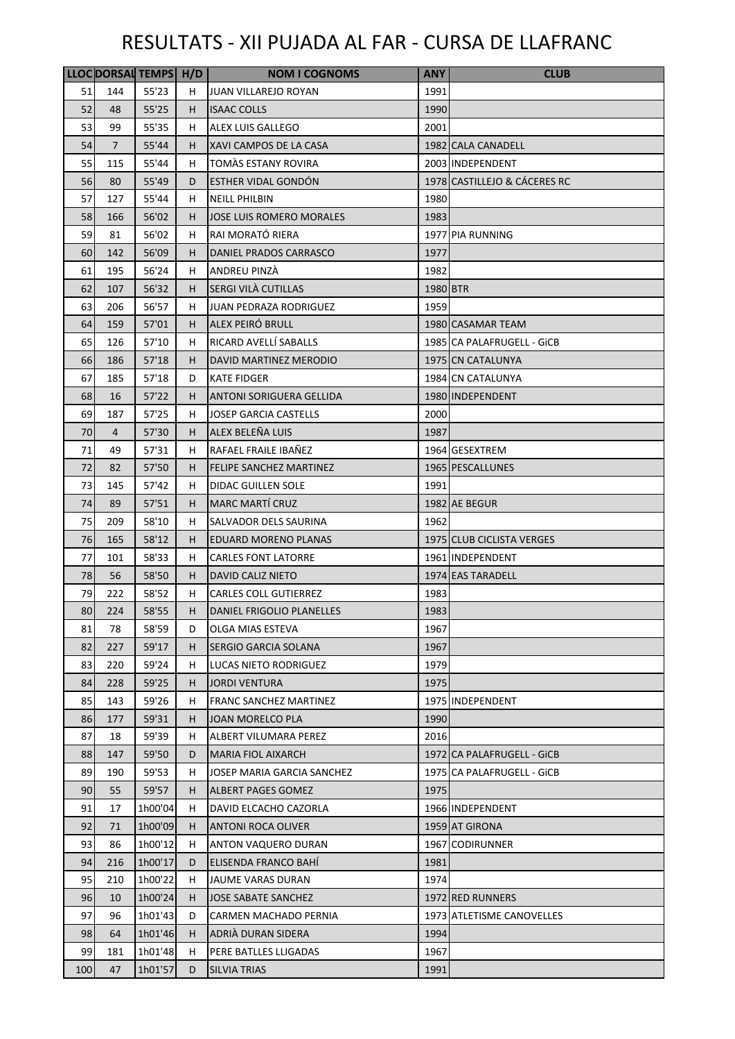# RESULTATS - XII PUJADA AL FAR - CURSA DE LLAFRANC

| LLOC | DORSAL | TEMPS | H/D | NOM I COGNOMS | ANY | CLUB |
|---|---|---|---|---|---|---|
| 51 | 144 | 55'23 | H | JUAN VILLAREJO ROYAN | 1991 | |
| 52 | 48 | 55'25 | H | ISAAC COLLS | 1990 | |
| 53 | 99 | 55'35 | H | ALEX LUIS GALLEGO | 2001 | |
| 54 | 7 | 55'44 | H | XAVI CAMPOS DE LA CASA | 1982 | CALA CANADELL |
| 55 | 115 | 55'44 | H | TOMÀS ESTANY ROVIRA | 2003 | INDEPENDENT |
| 56 | 80 | 55'49 | D | ESTHER VIDAL GONDÓN | 1978 | CASTILLEJO & CÁCERES RC |
| 57 | 127 | 55'44 | H | NEILL PHILBIN | 1980 | |
| 58 | 166 | 56'02 | H | JOSE LUIS ROMERO MORALES | 1983 | |
| 59 | 81 | 56'02 | H | RAI MORATÓ RIERA | 1977 | PIA RUNNING |
| 60 | 142 | 56'09 | H | DANIEL PRADOS CARRASCO | 1977 | |
| 61 | 195 | 56'24 | H | ANDREU PINZÀ | 1982 | |
| 62 | 107 | 56'32 | H | SERGI VILÀ CUTILLAS | 1980 | BTR |
| 63 | 206 | 56'57 | H | JUAN PEDRAZA RODRIGUEZ | 1959 | |
| 64 | 159 | 57'01 | H | ALEX PEIRÓ BRULL | 1980 | CASAMAR TEAM |
| 65 | 126 | 57'10 | H | RICARD AVELLÍ SABALLS | 1985 | CA PALAFRUGELL - GiCB |
| 66 | 186 | 57'18 | H | DAVID MARTINEZ MERODIO | 1975 | CN CATALUNYA |
| 67 | 185 | 57'18 | D | KATE FIDGER | 1984 | CN CATALUNYA |
| 68 | 16 | 57'22 | H | ANTONI SORIGUERA GELLIDA | 1980 | INDEPENDENT |
| 69 | 187 | 57'25 | H | JOSEP GARCIA CASTELLS | 2000 | |
| 70 | 4 | 57'30 | H | ALEX BELEÑA LUIS | 1987 | |
| 71 | 49 | 57'31 | H | RAFAEL FRAILE IBAÑEZ | 1964 | GESEXTREM |
| 72 | 82 | 57'50 | H | FELIPE SANCHEZ MARTINEZ | 1965 | PESCALLUNES |
| 73 | 145 | 57'42 | H | DIDAC GUILLEN SOLE | 1991 | |
| 74 | 89 | 57'51 | H | MARC MARTÍ CRUZ | 1982 | AE BEGUR |
| 75 | 209 | 58'10 | H | SALVADOR DELS SAURINA | 1962 | |
| 76 | 165 | 58'12 | H | EDUARD MORENO PLANAS | 1975 | CLUB CICLISTA VERGES |
| 77 | 101 | 58'33 | H | CARLES FONT LATORRE | 1961 | INDEPENDENT |
| 78 | 56 | 58'50 | H | DAVID CALIZ NIETO | 1974 | EAS TARADELL |
| 79 | 222 | 58'52 | H | CARLES COLL GUTIERREZ | 1983 | |
| 80 | 224 | 58'55 | H | DANIEL FRIGOLIO PLANELLES | 1983 | |
| 81 | 78 | 58'59 | D | OLGA MIAS ESTEVA | 1967 | |
| 82 | 227 | 59'17 | H | SERGIO GARCIA SOLANA | 1967 | |
| 83 | 220 | 59'24 | H | LUCAS NIETO RODRIGUEZ | 1979 | |
| 84 | 228 | 59'25 | H | JORDI VENTURA | 1975 | |
| 85 | 143 | 59'26 | H | FRANC SANCHEZ MARTINEZ | 1975 | INDEPENDENT |
| 86 | 177 | 59'31 | H | JOAN MORELCO PLA | 1990 | |
| 87 | 18 | 59'39 | H | ALBERT VILUMARA PEREZ | 2016 | |
| 88 | 147 | 59'50 | D | MARIA FIOL AIXARCH | 1972 | CA PALAFRUGELL - GiCB |
| 89 | 190 | 59'53 | H | JOSEP MARIA GARCIA SANCHEZ | 1975 | CA PALAFRUGELL - GiCB |
| 90 | 55 | 59'57 | H | ALBERT PAGES GOMEZ | 1975 | |
| 91 | 17 | 1h00'04 | H | DAVID ELCACHO CAZORLA | 1966 | INDEPENDENT |
| 92 | 71 | 1h00'09 | H | ANTONI ROCA OLIVER | 1959 | AT GIRONA |
| 93 | 86 | 1h00'12 | H | ANTON VAQUERO DURAN | 1967 | CODIRUNNER |
| 94 | 216 | 1h00'17 | D | ELISENDA FRANCO BAHÍ | 1981 | |
| 95 | 210 | 1h00'22 | H | JAUME VARAS DURAN | 1974 | |
| 96 | 10 | 1h00'24 | H | JOSE SABATE SANCHEZ | 1972 | RED RUNNERS |
| 97 | 96 | 1h01'43 | D | CARMEN MACHADO PERNIA | 1973 | ATLETISME CANOVELLES |
| 98 | 64 | 1h01'46 | H | ADRIÀ DURAN SIDERA | 1994 | |
| 99 | 181 | 1h01'48 | H | PERE BATLLES LLIGADAS | 1967 | |
| 100 | 47 | 1h01'57 | D | SILVIA TRIAS | 1991 | |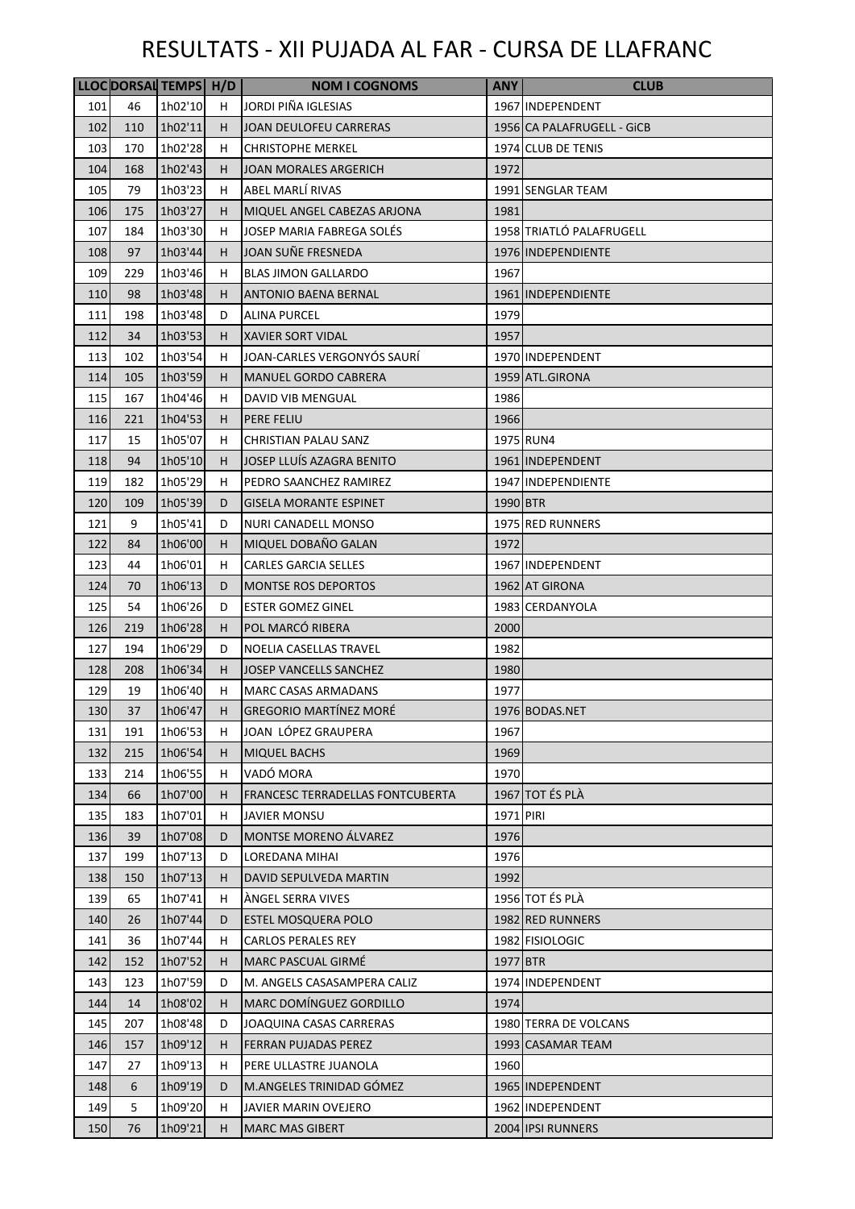# RESULTATS - XII PUJADA AL FAR - CURSA DE LLAFRANC

| LLOC | DORSAL | TEMPS | H/D | NOM I COGNOMS | ANY | CLUB |
|---|---|---|---|---|---|---|
| 101 | 46 | 1h02'10 | H | JORDI PIÑA IGLESIAS | 1967 | INDEPENDENT |
| 102 | 110 | 1h02'11 | H | JOAN DEULOFEU CARRERAS | 1956 | CA PALAFRUGELL - GiCB |
| 103 | 170 | 1h02'28 | H | CHRISTOPHE MERKEL | 1974 | CLUB DE TENIS |
| 104 | 168 | 1h02'43 | H | JOAN MORALES ARGERICH | 1972 | |
| 105 | 79 | 1h03'23 | H | ABEL MARLÍ RIVAS | 1991 | SENGLAR TEAM |
| 106 | 175 | 1h03'27 | H | MIQUEL ANGEL CABEZAS ARJONA | 1981 | |
| 107 | 184 | 1h03'30 | H | JOSEP MARIA FABREGA SOLÉS | 1958 | TRIATLÓ PALAFRUGELL |
| 108 | 97 | 1h03'44 | H | JOAN SUÑE FRESNEDA | 1976 | INDEPENDIENTE |
| 109 | 229 | 1h03'46 | H | BLAS JIMON GALLARDO | 1967 | |
| 110 | 98 | 1h03'48 | H | ANTONIO BAENA BERNAL | 1961 | INDEPENDIENTE |
| 111 | 198 | 1h03'48 | D | ALINA PURCEL | 1979 | |
| 112 | 34 | 1h03'53 | H | XAVIER SORT VIDAL | 1957 | |
| 113 | 102 | 1h03'54 | H | JOAN-CARLES VERGONYÓS SAURÍ | 1970 | INDEPENDENT |
| 114 | 105 | 1h03'59 | H | MANUEL GORDO CABRERA | 1959 | ATL.GIRONA |
| 115 | 167 | 1h04'46 | H | DAVID VIB MENGUAL | 1986 | |
| 116 | 221 | 1h04'53 | H | PERE FELIU | 1966 | |
| 117 | 15 | 1h05'07 | H | CHRISTIAN PALAU SANZ | 1975 | RUN4 |
| 118 | 94 | 1h05'10 | H | JOSEP LLUÍS AZAGRA BENITO | 1961 | INDEPENDENT |
| 119 | 182 | 1h05'29 | H | PEDRO SAANCHEZ RAMIREZ | 1947 | INDEPENDIENTE |
| 120 | 109 | 1h05'39 | D | GISELA MORANTE ESPINET | 1990 | BTR |
| 121 | 9 | 1h05'41 | D | NURI CANADELL MONSO | 1975 | RED RUNNERS |
| 122 | 84 | 1h06'00 | H | MIQUEL DOBAÑO GALAN | 1972 | |
| 123 | 44 | 1h06'01 | H | CARLES GARCIA SELLES | 1967 | INDEPENDENT |
| 124 | 70 | 1h06'13 | D | MONTSE ROS DEPORTOS | 1962 | AT GIRONA |
| 125 | 54 | 1h06'26 | D | ESTER GOMEZ GINEL | 1983 | CERDANYOLA |
| 126 | 219 | 1h06'28 | H | POL MARCÓ RIBERA | 2000 | |
| 127 | 194 | 1h06'29 | D | NOELIA CASELLAS TRAVEL | 1982 | |
| 128 | 208 | 1h06'34 | H | JOSEP VANCELLS SANCHEZ | 1980 | |
| 129 | 19 | 1h06'40 | H | MARC CASAS ARMADANS | 1977 | |
| 130 | 37 | 1h06'47 | H | GREGORIO MARTÍNEZ MORÉ | 1976 | BODAS.NET |
| 131 | 191 | 1h06'53 | H | JOAN LÓPEZ GRAUPERA | 1967 | |
| 132 | 215 | 1h06'54 | H | MIQUEL BACHS | 1969 | |
| 133 | 214 | 1h06'55 | H | VADÓ MORA | 1970 | |
| 134 | 66 | 1h07'00 | H | FRANCESC TERRADELLAS FONTCUBERTA | 1967 | TOT ÉS PLÀ |
| 135 | 183 | 1h07'01 | H | JAVIER MONSU | 1971 | PIRI |
| 136 | 39 | 1h07'08 | D | MONTSE MORENO ÁLVAREZ | 1976 | |
| 137 | 199 | 1h07'13 | D | LOREDANA MIHAI | 1976 | |
| 138 | 150 | 1h07'13 | H | DAVID SEPULVEDA MARTIN | 1992 | |
| 139 | 65 | 1h07'41 | H | ÀNGEL SERRA VIVES | 1956 | TOT ÉS PLÀ |
| 140 | 26 | 1h07'44 | D | ESTEL MOSQUERA POLO | 1982 | RED RUNNERS |
| 141 | 36 | 1h07'44 | H | CARLOS PERALES REY | 1982 | FISIOLOGIC |
| 142 | 152 | 1h07'52 | H | MARC PASCUAL GIRMÉ | 1977 | BTR |
| 143 | 123 | 1h07'59 | D | M. ANGELS CASASAMPERA CALIZ | 1974 | INDEPENDENT |
| 144 | 14 | 1h08'02 | H | MARC DOMÍNGUEZ GORDILLO | 1974 | |
| 145 | 207 | 1h08'48 | D | JOAQUINA CASAS CARRERAS | 1980 | TERRA DE VOLCANS |
| 146 | 157 | 1h09'12 | H | FERRAN PUJADAS PEREZ | 1993 | CASAMAR TEAM |
| 147 | 27 | 1h09'13 | H | PERE ULLASTRE JUANOLA | 1960 | |
| 148 | 6 | 1h09'19 | D | M.ANGELES TRINIDAD GÓMEZ | 1965 | INDEPENDENT |
| 149 | 5 | 1h09'20 | H | JAVIER MARIN OVEJERO | 1962 | INDEPENDENT |
| 150 | 76 | 1h09'21 | H | MARC MAS GIBERT | 2004 | IPSI RUNNERS |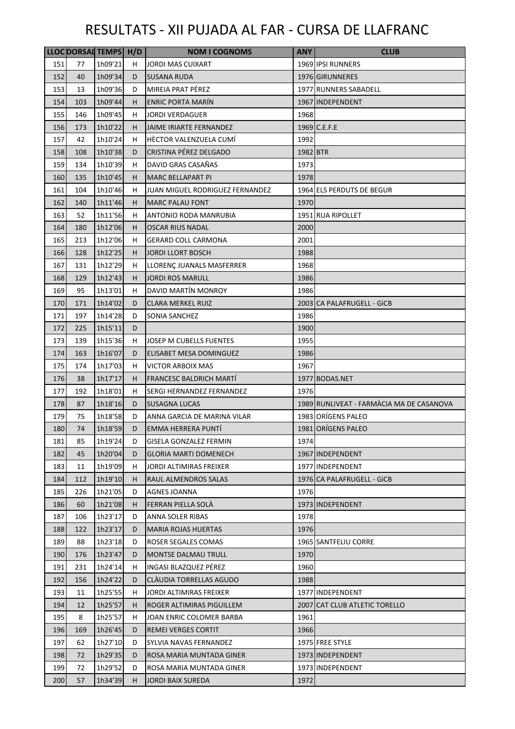# RESULTATS - XII PUJADA AL FAR - CURSA DE LLAFRANC

| LLOC | DORSAL | TEMPS | H/D | NOM I COGNOMS | ANY | CLUB |
|---|---|---|---|---|---|---|
| 151 | 77 | 1h09'21 | H | JORDI MAS CUIXART | 1969 | IPSI RUNNERS |
| 152 | 40 | 1h09'34 | D | SUSANA RUDA | 1976 | GIRUNNERES |
| 153 | 13 | 1h09'36 | D | MIREIA PRAT PÉREZ | 1977 | RUNNERS SABADELL |
| 154 | 103 | 1h09'44 | H | ENRIC PORTA MARÍN | 1967 | INDEPENDENT |
| 155 | 146 | 1h09'45 | H | JORDI VERDAGUER | 1968 | |
| 156 | 173 | 1h10'22 | H | JAIME IRIARTE FERNANDEZ | 1969 | C.E.F.E |
| 157 | 42 | 1h10'24 | H | HÈCTOR VALENZUELA CUMÍ | 1992 | |
| 158 | 108 | 1h10'38 | D | CRISTINA PÉREZ DELGADO | 1982 | BTR |
| 159 | 134 | 1h10'39 | H | DAVID GRAS CASAÑAS | 1973 | |
| 160 | 135 | 1h10'45 | H | MARC BELLAPART PI | 1978 | |
| 161 | 104 | 1h10'46 | H | JUAN MIGUEL RODRIGUEZ FERNANDEZ | 1964 | ELS PERDUTS DE BEGUR |
| 162 | 140 | 1h11'46 | H | MARC PALAU FONT | 1970 | |
| 163 | 52 | 1h11'56 | H | ANTONIO RODA MANRUBIA | 1951 | RUA RIPOLLET |
| 164 | 180 | 1h12'06 | H | OSCAR RIUS NADAL | 2000 | |
| 165 | 213 | 1h12'06 | H | GERARD COLL CARMONA | 2001 | |
| 166 | 128 | 1h12'25 | H | JORDI LLORT BOSCH | 1988 | |
| 167 | 131 | 1h12'29 | H | LLORENÇ JUANALS MASFERRER | 1968 | |
| 168 | 129 | 1h12'43 | H | JORDI ROS MARULL | 1986 | |
| 169 | 95 | 1h13'01 | H | DAVID MARTÍN MONROY | 1986 | |
| 170 | 171 | 1h14'02 | D | CLARA MERKEL RUIZ | 2003 | CA PALAFRUGELL - GiCB |
| 171 | 197 | 1h14'28 | D | SONIA SANCHEZ | 1986 | |
| 172 | 225 | 1h15'11 | D | | 1900 | |
| 173 | 139 | 1h15'36 | H | JOSEP M CUBELLS FUENTES | 1955 | |
| 174 | 163 | 1h16'07 | D | ELISABET MESA DOMINGUEZ | 1986 | |
| 175 | 174 | 1h17'03 | H | VICTOR ARBOIX MAS | 1967 | |
| 176 | 38 | 1h17'17 | H | FRANCESC BALDRICH MARTÍ | 1977 | BODAS.NET |
| 177 | 192 | 1h18'01 | H | SERGI HERNANDEZ FERNANDEZ | 1976 | |
| 178 | 87 | 1h18'16 | D | SUSAGNA LUCAS | 1989 | RUNLIVEAT - FARMÀCIA MA DE CASANOVA |
| 179 | 75 | 1h18'58 | D | ANNA GARCIA DE MARINA VILAR | 1983 | ORÍGENS PALEO |
| 180 | 74 | 1h18'59 | D | EMMA HERRERA PUNTÍ | 1981 | ORÍGENS PALEO |
| 181 | 85 | 1h19'24 | D | GISELA GONZALEZ FERMIN | 1974 | |
| 182 | 45 | 1h20'04 | D | GLORIA MARTI DOMENECH | 1967 | INDEPENDENT |
| 183 | 11 | 1h19'09 | H | JORDI ALTIMIRAS FREIXER | 1977 | INDEPENDENT |
| 184 | 112 | 1h19'10 | H | RAUL ALMENDROS SALAS | 1976 | CA PALAFRUGELL - GiCB |
| 185 | 226 | 1h21'05 | D | AGNES JOANNA | 1976 | |
| 186 | 60 | 1h21'08 | H | FERRAN PIELLA SOLÀ | 1973 | INDEPENDENT |
| 187 | 106 | 1h23'17 | D | ANNA SOLER RIBAS | 1978 | |
| 188 | 122 | 1h23'17 | D | MARIA ROJAS HUERTAS | 1976 | |
| 189 | 88 | 1h23'18 | D | ROSER SEGALES COMAS | 1965 | SANTFELIU CORRE |
| 190 | 176 | 1h23'47 | D | MONTSE DALMAU TRULL | 1970 | |
| 191 | 231 | 1h24'14 | H | INGASI BLAZQUEZ PÉREZ | 1960 | |
| 192 | 156 | 1h24'22 | D | CLÀUDIA TORRELLAS AGUDO | 1988 | |
| 193 | 11 | 1h25'55 | H | JORDI ALTIMIRAS FREIXER | 1977 | INDEPENDENT |
| 194 | 12 | 1h25'57 | H | ROGER ALTIMIRAS PIGUILLEM | 2007 | CAT CLUB ATLETIC TORELLO |
| 195 | 8 | 1h25'57 | H | JOAN ENRIC COLOMER BARBA | 1961 | |
| 196 | 169 | 1h26'45 | D | REMEI VERGES CORTIT | 1966 | |
| 197 | 62 | 1h27'10 | D | SYLVIA NAVAS FERNANDEZ | 1975 | FREE STYLE |
| 198 | 72 | 1h29'35 | D | ROSA MARIA MUNTADA GINER | 1973 | INDEPENDENT |
| 199 | 72 | 1h29'52 | D | ROSA MARIA MUNTADA GINER | 1973 | INDEPENDENT |
| 200 | 57 | 1h34'39 | H | JORDI BAIX SUREDA | 1972 | |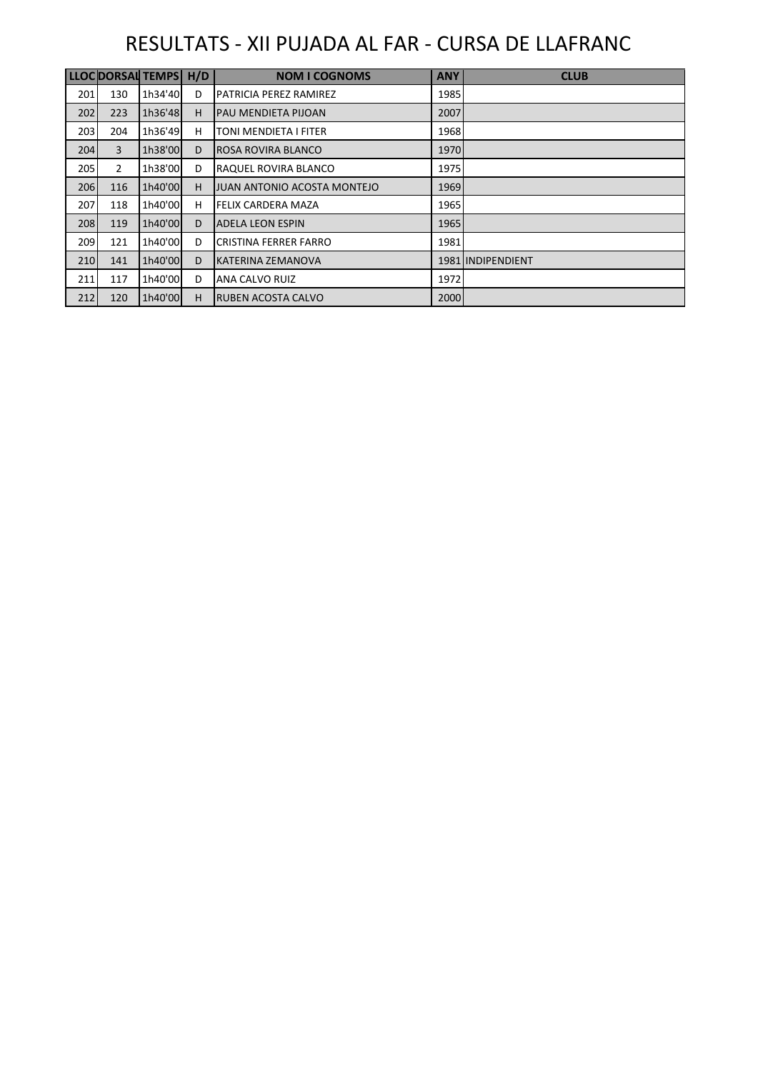# RESULTATS - XII PUJADA AL FAR - CURSA DE LLAFRANC

| LLOC | DORSAL | TEMPS | H/D | NOM I COGNOMS | ANY | CLUB |
|---|---|---|---|---|---|---|
| 201 | 130 | 1h34'40 | D | PATRICIA PEREZ RAMIREZ | 1985 | |
| 202 | 223 | 1h36'48 | H | PAU MENDIETA PIJOAN | 2007 | |
| 203 | 204 | 1h36'49 | H | TONI MENDIETA I FITER | 1968 | |
| 204 | 3 | 1h38'00 | D | ROSA ROVIRA BLANCO | 1970 | |
| 205 | 2 | 1h38'00 | D | RAQUEL ROVIRA BLANCO | 1975 | |
| 206 | 116 | 1h40'00 | H | JUAN ANTONIO ACOSTA MONTEJO | 1969 | |
| 207 | 118 | 1h40'00 | H | FELIX CARDERA MAZA | 1965 | |
| 208 | 119 | 1h40'00 | D | ADELA LEON ESPIN | 1965 | |
| 209 | 121 | 1h40'00 | D | CRISTINA FERRER FARRO | 1981 | |
| 210 | 141 | 1h40'00 | D | KATERINA ZEMANOVA | 1981 | INDIPENDIENT |
| 211 | 117 | 1h40'00 | D | ANA CALVO RUIZ | 1972 | |
| 212 | 120 | 1h40'00 | H | RUBEN ACOSTA CALVO | 2000 | |